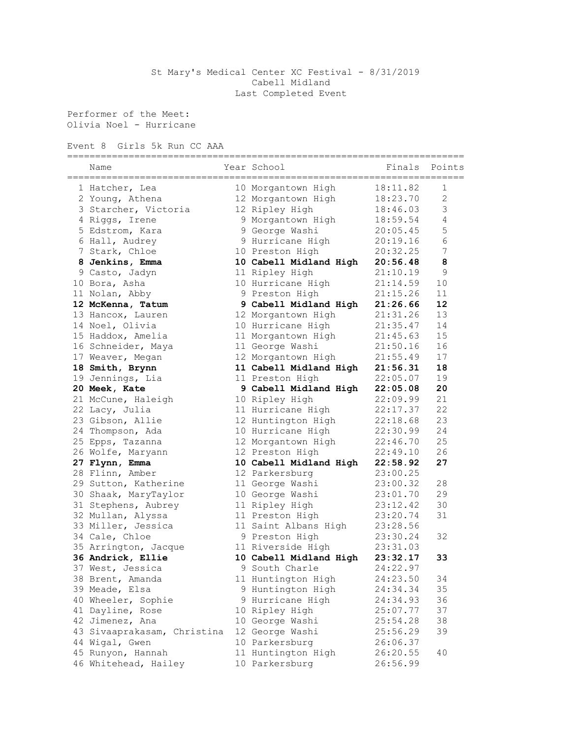St Mary's Medical Center XC Festival - 8/31/2019
Cabell Midland
Last Completed Event

Performer of the Meet:
Olivia Noel - Hurricane

Event 8 Girls 5k Run CC AAA

| | Name | Year | School | Finals | Points |
|---|---|---|---|---|---|
| 1 | Hatcher, Lea | 10 | Morgantown High | 18:11.82 | 1 |
| 2 | Young, Athena | 12 | Morgantown High | 18:23.70 | 2 |
| 3 | Starcher, Victoria | 12 | Ripley High | 18:46.03 | 3 |
| 4 | Riggs, Irene | 9 | Morgantown High | 18:59.54 | 4 |
| 5 | Edstrom, Kara | 9 | George Washi | 20:05.45 | 5 |
| 6 | Hall, Audrey | 9 | Hurricane High | 20:19.16 | 6 |
| 7 | Stark, Chloe | 10 | Preston High | 20:32.25 | 7 |
| **8** | **Jenkins, Emma** | **10** | **Cabell Midland High** | **20:56.48** | **8** |
| 9 | Casto, Jadyn | 11 | Ripley High | 21:10.19 | 9 |
| 10 | Bora, Asha | 10 | Hurricane High | 21:14.59 | 10 |
| 11 | Nolan, Abby | 9 | Preston High | 21:15.26 | 11 |
| **12** | **McKenna, Tatum** | **9** | **Cabell Midland High** | **21:26.66** | **12** |
| 13 | Hancox, Lauren | 12 | Morgantown High | 21:31.26 | 13 |
| 14 | Noel, Olivia | 10 | Hurricane High | 21:35.47 | 14 |
| 15 | Haddox, Amelia | 11 | Morgantown High | 21:45.63 | 15 |
| 16 | Schneider, Maya | 11 | George Washi | 21:50.16 | 16 |
| 17 | Weaver, Megan | 12 | Morgantown High | 21:55.49 | 17 |
| **18** | **Smith, Brynn** | **11** | **Cabell Midland High** | **21:56.31** | **18** |
| 19 | Jennings, Lia | 11 | Preston High | 22:05.07 | 19 |
| **20** | **Meek, Kate** | **9** | **Cabell Midland High** | **22:05.08** | **20** |
| 21 | McCune, Haleigh | 10 | Ripley High | 22:09.99 | 21 |
| 22 | Lacy, Julia | 11 | Hurricane High | 22:17.37 | 22 |
| 23 | Gibson, Allie | 12 | Huntington High | 22:18.68 | 23 |
| 24 | Thompson, Ada | 10 | Hurricane High | 22:30.99 | 24 |
| 25 | Epps, Tazanna | 12 | Morgantown High | 22:46.70 | 25 |
| 26 | Wolfe, Maryann | 12 | Preston High | 22:49.10 | 26 |
| **27** | **Flynn, Emma** | **10** | **Cabell Midland High** | **22:58.92** | **27** |
| 28 | Flinn, Amber | 12 | Parkersburg | 23:00.25 | |
| 29 | Sutton, Katherine | 11 | George Washi | 23:00.32 | 28 |
| 30 | Shaak, MaryTaylor | 10 | George Washi | 23:01.70 | 29 |
| 31 | Stephens, Aubrey | 11 | Ripley High | 23:12.42 | 30 |
| 32 | Mullan, Alyssa | 11 | Preston High | 23:20.74 | 31 |
| 33 | Miller, Jessica | 11 | Saint Albans High | 23:28.56 | |
| 34 | Cale, Chloe | 9 | Preston High | 23:30.24 | 32 |
| 35 | Arrington, Jacque | 11 | Riverside High | 23:31.03 | |
| **36** | **Andrick, Ellie** | **10** | **Cabell Midland High** | **23:32.17** | **33** |
| 37 | West, Jessica | 9 | South Charle | 24:22.97 | |
| 38 | Brent, Amanda | 11 | Huntington High | 24:23.50 | 34 |
| 39 | Meade, Elsa | 9 | Huntington High | 24:34.34 | 35 |
| 40 | Wheeler, Sophie | 9 | Hurricane High | 24:34.93 | 36 |
| 41 | Dayline, Rose | 10 | Ripley High | 25:07.77 | 37 |
| 42 | Jimenez, Ana | 10 | George Washi | 25:54.28 | 38 |
| 43 | Sivaaprakasam, Christina | 12 | George Washi | 25:56.29 | 39 |
| 44 | Wigal, Gwen | 10 | Parkersburg | 26:06.37 | |
| 45 | Runyon, Hannah | 11 | Huntington High | 26:20.55 | 40 |
| 46 | Whitehead, Hailey | 10 | Parkersburg | 26:56.99 | |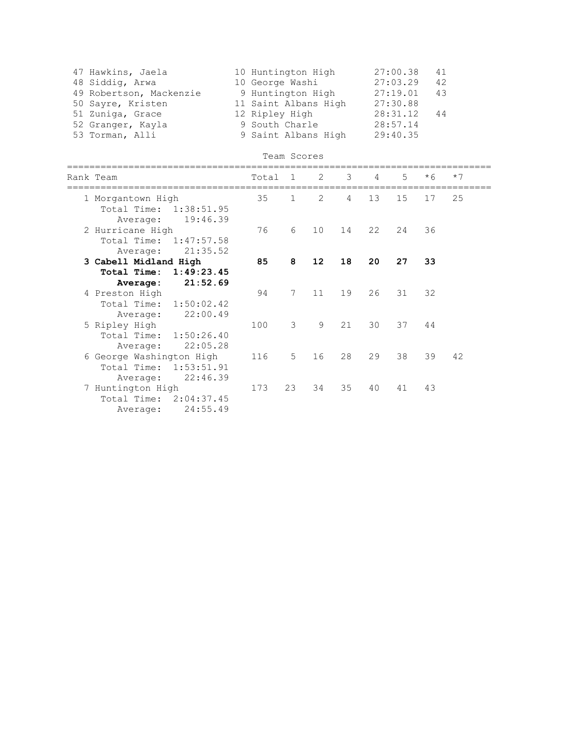| | | | | |
|---|---|---|---|---|
| 47 | Hawkins, Jaela | 10 Huntington High | 27:00.38 | 41 |
| 48 | Siddig, Arwa | 10 George Washi | 27:03.29 | 42 |
| 49 | Robertson, Mackenzie | 9 Huntington High | 27:19.01 | 43 |
| 50 | Sayre, Kristen | 11 Saint Albans High | 27:30.88 | |
| 51 | Zuniga, Grace | 12 Ripley High | 28:31.12 | 44 |
| 52 | Granger, Kayla | 9 South Charle | 28:57.14 | |
| 53 | Torman, Alli | 9 Saint Albans High | 29:40.35 | |

## Team Scores

| Rank | Team | Total | 1 | 2 | 3 | 4 | 5 | *6 | *7 |
|---|---|---|---|---|---|---|---|---|---|
| 1 | Morgantown High<br>Total Time: 1:38:51.95<br>Average: 19:46.39 | 35 | 1 | 2 | 4 | 13 | 15 | 17 | 25 |
| 2 | Hurricane High<br>Total Time: 1:47:57.58<br>Average: 21:35.52 | 76 | 6 | 10 | 14 | 22 | 24 | 36 | |
| **3** | **Cabell Midland High**<br>**Total Time: 1:49:23.45**<br>**Average: 21:52.69** | **85** | **8** | **12** | **18** | **20** | **27** | **33** | |
| 4 | Preston High<br>Total Time: 1:50:02.42<br>Average: 22:00.49 | 94 | 7 | 11 | 19 | 26 | 31 | 32 | |
| 5 | Ripley High<br>Total Time: 1:50:26.40<br>Average: 22:05.28 | 100 | 3 | 9 | 21 | 30 | 37 | 44 | |
| 6 | George Washington High<br>Total Time: 1:53:51.91<br>Average: 22:46.39 | 116 | 5 | 16 | 28 | 29 | 38 | 39 | 42 |
| 7 | Huntington High<br>Total Time: 2:04:37.45<br>Average: 24:55.49 | 173 | 23 | 34 | 35 | 40 | 41 | 43 | |